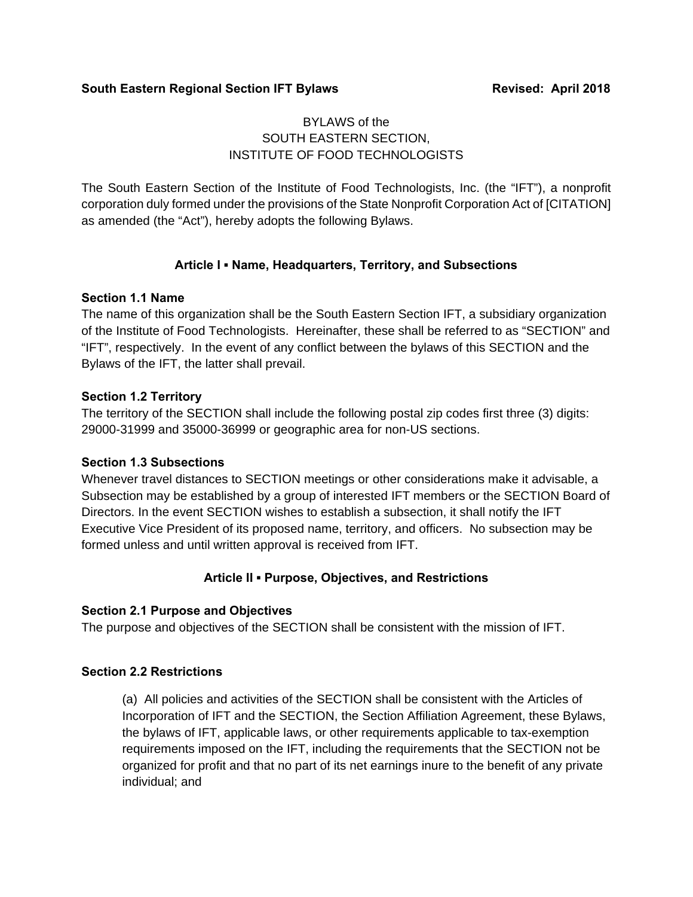**South Eastern Regional Section IFT Bylaws** **Revised: April 2018**

BYLAWS of the
SOUTH EASTERN SECTION,
INSTITUTE OF FOOD TECHNOLOGISTS

The South Eastern Section of the Institute of Food Technologists, Inc. (the "IFT"), a nonprofit corporation duly formed under the provisions of the State Nonprofit Corporation Act of [CITATION] as amended (the "Act"), hereby adopts the following Bylaws.

## Article I ▪ Name, Headquarters, Territory, and Subsections

### Section 1.1 Name

The name of this organization shall be the South Eastern Section IFT, a subsidiary organization of the Institute of Food Technologists. Hereinafter, these shall be referred to as "SECTION" and "IFT", respectively. In the event of any conflict between the bylaws of this SECTION and the Bylaws of the IFT, the latter shall prevail.

### Section 1.2 Territory

The territory of the SECTION shall include the following postal zip codes first three (3) digits: 29000-31999 and 35000-36999 or geographic area for non-US sections.

### Section 1.3 Subsections

Whenever travel distances to SECTION meetings or other considerations make it advisable, a Subsection may be established by a group of interested IFT members or the SECTION Board of Directors. In the event SECTION wishes to establish a subsection, it shall notify the IFT Executive Vice President of its proposed name, territory, and officers. No subsection may be formed unless and until written approval is received from IFT.

## Article II ▪ Purpose, Objectives, and Restrictions

### Section 2.1 Purpose and Objectives

The purpose and objectives of the SECTION shall be consistent with the mission of IFT.

### Section 2.2 Restrictions

(a) All policies and activities of the SECTION shall be consistent with the Articles of Incorporation of IFT and the SECTION, the Section Affiliation Agreement, these Bylaws, the bylaws of IFT, applicable laws, or other requirements applicable to tax-exemption requirements imposed on the IFT, including the requirements that the SECTION not be organized for profit and that no part of its net earnings inure to the benefit of any private individual; and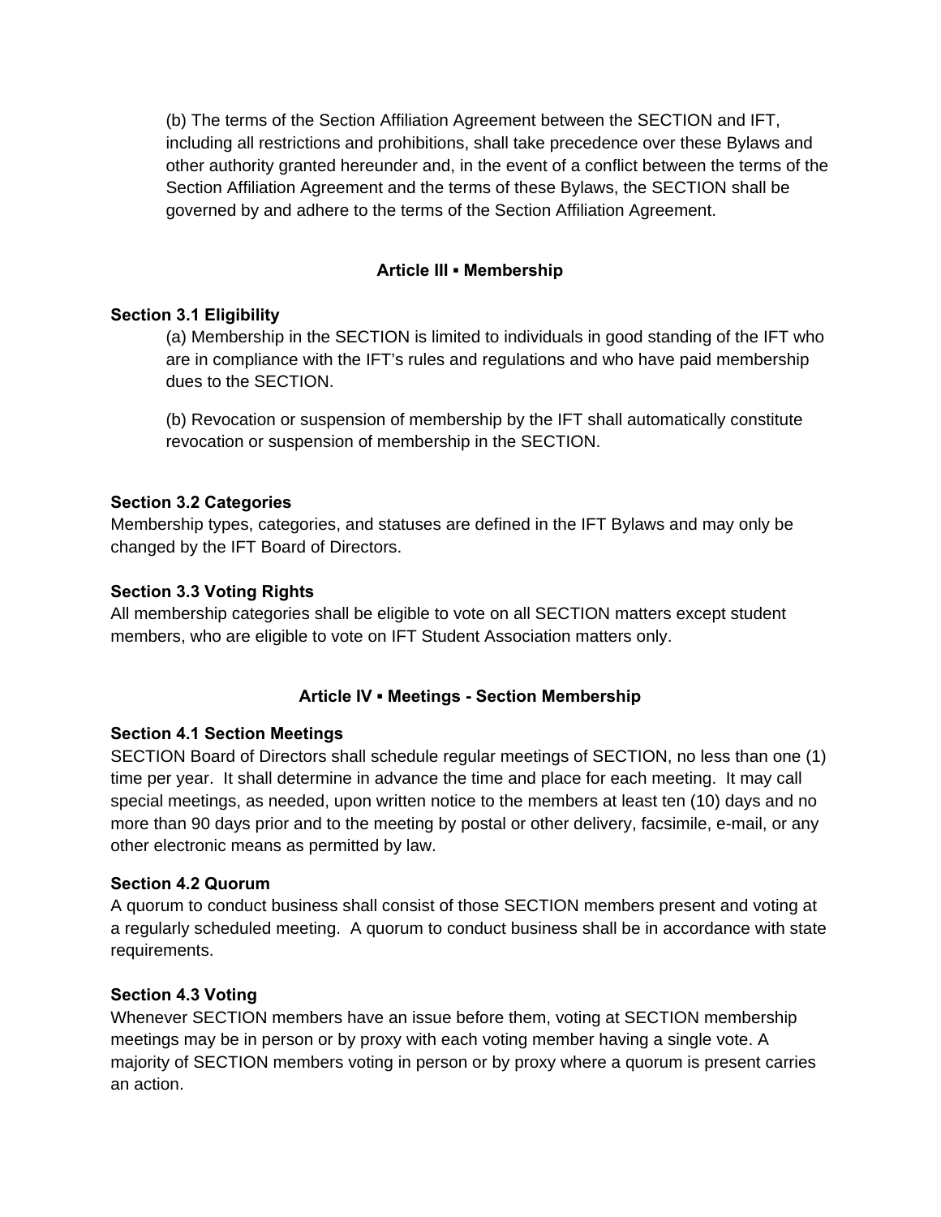(b) The terms of the Section Affiliation Agreement between the SECTION and IFT, including all restrictions and prohibitions, shall take precedence over these Bylaws and other authority granted hereunder and, in the event of a conflict between the terms of the Section Affiliation Agreement and the terms of these Bylaws, the SECTION shall be governed by and adhere to the terms of the Section Affiliation Agreement.

## Article III ▪ Membership

**Section 3.1 Eligibility**

(a) Membership in the SECTION is limited to individuals in good standing of the IFT who are in compliance with the IFT's rules and regulations and who have paid membership dues to the SECTION.

(b) Revocation or suspension of membership by the IFT shall automatically constitute revocation or suspension of membership in the SECTION.

**Section 3.2 Categories**

Membership types, categories, and statuses are defined in the IFT Bylaws and may only be changed by the IFT Board of Directors.

**Section 3.3 Voting Rights**

All membership categories shall be eligible to vote on all SECTION matters except student members, who are eligible to vote on IFT Student Association matters only.

## Article IV ▪ Meetings - Section Membership

**Section 4.1 Section Meetings**

SECTION Board of Directors shall schedule regular meetings of SECTION, no less than one (1) time per year. It shall determine in advance the time and place for each meeting. It may call special meetings, as needed, upon written notice to the members at least ten (10) days and no more than 90 days prior and to the meeting by postal or other delivery, facsimile, e-mail, or any other electronic means as permitted by law.

**Section 4.2 Quorum**

A quorum to conduct business shall consist of those SECTION members present and voting at a regularly scheduled meeting. A quorum to conduct business shall be in accordance with state requirements.

**Section 4.3 Voting**

Whenever SECTION members have an issue before them, voting at SECTION membership meetings may be in person or by proxy with each voting member having a single vote. A majority of SECTION members voting in person or by proxy where a quorum is present carries an action.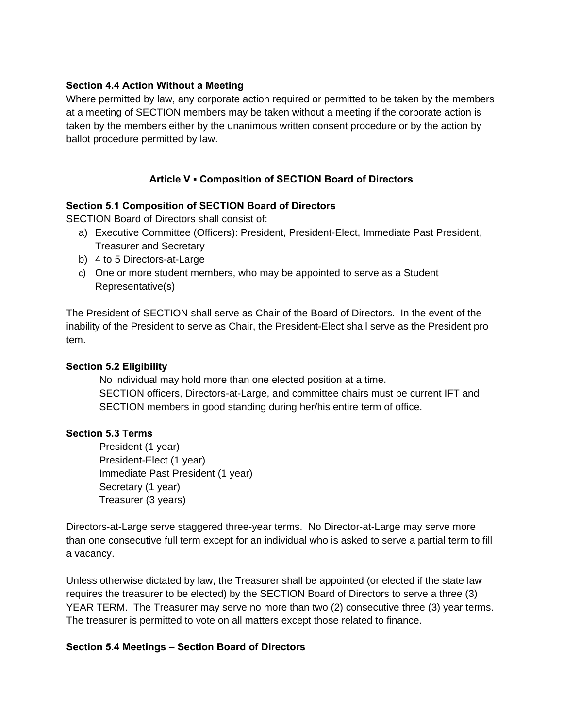**Section 4.4 Action Without a Meeting**

Where permitted by law, any corporate action required or permitted to be taken by the members at a meeting of SECTION members may be taken without a meeting if the corporate action is taken by the members either by the unanimous written consent procedure or by the action by ballot procedure permitted by law.

## Article V ▪ Composition of SECTION Board of Directors

**Section 5.1 Composition of SECTION Board of Directors**

SECTION Board of Directors shall consist of:

a) Executive Committee (Officers): President, President-Elect, Immediate Past President, Treasurer and Secretary
b) 4 to 5 Directors-at-Large
c) One or more student members, who may be appointed to serve as a Student Representative(s)

The President of SECTION shall serve as Chair of the Board of Directors. In the event of the inability of the President to serve as Chair, the President-Elect shall serve as the President pro tem.

**Section 5.2 Eligibility**

No individual may hold more than one elected position at a time.
SECTION officers, Directors-at-Large, and committee chairs must be current IFT and SECTION members in good standing during her/his entire term of office.

**Section 5.3 Terms**

President (1 year)
President-Elect (1 year)
Immediate Past President (1 year)
Secretary (1 year)
Treasurer (3 years)

Directors-at-Large serve staggered three-year terms. No Director-at-Large may serve more than one consecutive full term except for an individual who is asked to serve a partial term to fill a vacancy.

Unless otherwise dictated by law, the Treasurer shall be appointed (or elected if the state law requires the treasurer to be elected) by the SECTION Board of Directors to serve a three (3) YEAR TERM. The Treasurer may serve no more than two (2) consecutive three (3) year terms. The treasurer is permitted to vote on all matters except those related to finance.

**Section 5.4 Meetings – Section Board of Directors**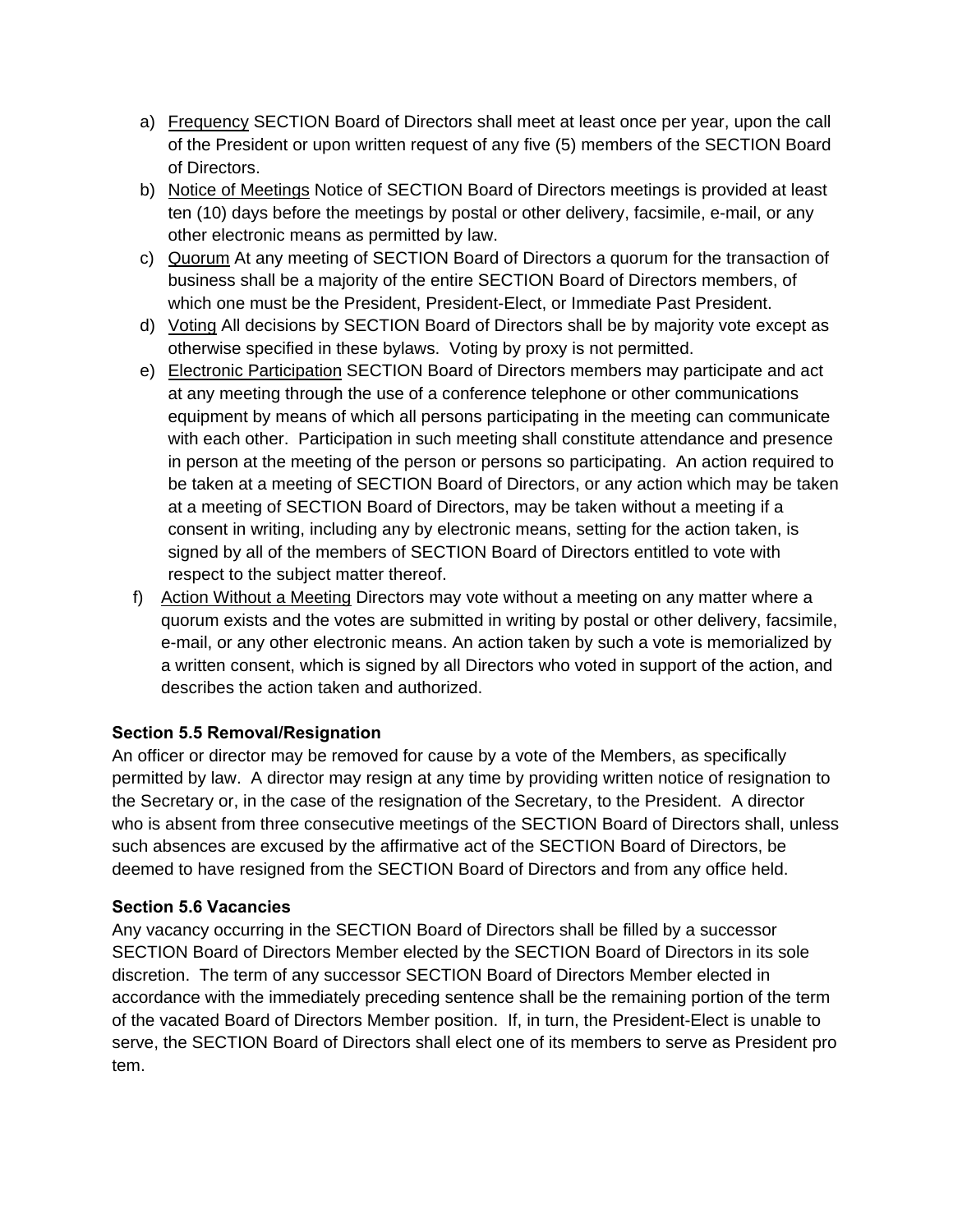a) Frequency SECTION Board of Directors shall meet at least once per year, upon the call of the President or upon written request of any five (5) members of the SECTION Board of Directors.
b) Notice of Meetings Notice of SECTION Board of Directors meetings is provided at least ten (10) days before the meetings by postal or other delivery, facsimile, e-mail, or any other electronic means as permitted by law.
c) Quorum At any meeting of SECTION Board of Directors a quorum for the transaction of business shall be a majority of the entire SECTION Board of Directors members, of which one must be the President, President-Elect, or Immediate Past President.
d) Voting All decisions by SECTION Board of Directors shall be by majority vote except as otherwise specified in these bylaws. Voting by proxy is not permitted.
e) Electronic Participation SECTION Board of Directors members may participate and act at any meeting through the use of a conference telephone or other communications equipment by means of which all persons participating in the meeting can communicate with each other. Participation in such meeting shall constitute attendance and presence in person at the meeting of the person or persons so participating. An action required to be taken at a meeting of SECTION Board of Directors, or any action which may be taken at a meeting of SECTION Board of Directors, may be taken without a meeting if a consent in writing, including any by electronic means, setting for the action taken, is signed by all of the members of SECTION Board of Directors entitled to vote with respect to the subject matter thereof.
f) Action Without a Meeting Directors may vote without a meeting on any matter where a quorum exists and the votes are submitted in writing by postal or other delivery, facsimile, e-mail, or any other electronic means. An action taken by such a vote is memorialized by a written consent, which is signed by all Directors who voted in support of the action, and describes the action taken and authorized.

**Section 5.5 Removal/Resignation**

An officer or director may be removed for cause by a vote of the Members, as specifically permitted by law. A director may resign at any time by providing written notice of resignation to the Secretary or, in the case of the resignation of the Secretary, to the President. A director who is absent from three consecutive meetings of the SECTION Board of Directors shall, unless such absences are excused by the affirmative act of the SECTION Board of Directors, be deemed to have resigned from the SECTION Board of Directors and from any office held.

**Section 5.6 Vacancies**

Any vacancy occurring in the SECTION Board of Directors shall be filled by a successor SECTION Board of Directors Member elected by the SECTION Board of Directors in its sole discretion. The term of any successor SECTION Board of Directors Member elected in accordance with the immediately preceding sentence shall be the remaining portion of the term of the vacated Board of Directors Member position. If, in turn, the President-Elect is unable to serve, the SECTION Board of Directors shall elect one of its members to serve as President pro tem.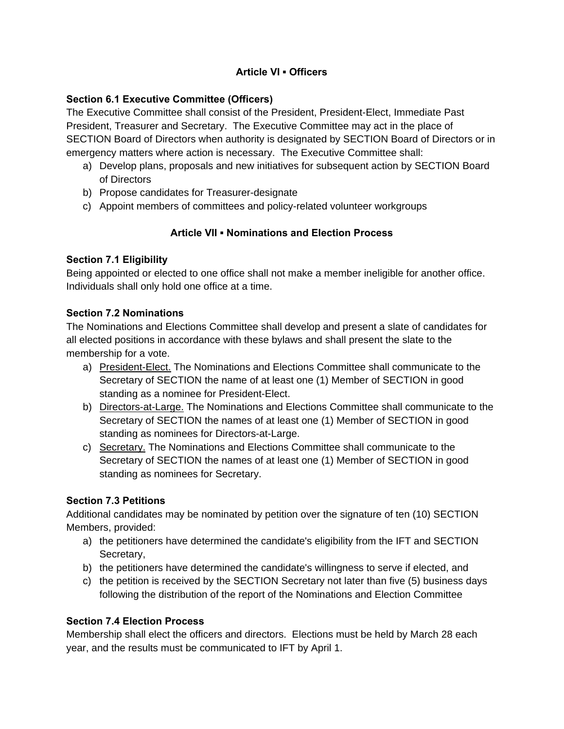## Article VI ▪ Officers

**Section 6.1 Executive Committee (Officers)**
The Executive Committee shall consist of the President, President-Elect, Immediate Past President, Treasurer and Secretary. The Executive Committee may act in the place of SECTION Board of Directors when authority is designated by SECTION Board of Directors or in emergency matters where action is necessary. The Executive Committee shall:

a) Develop plans, proposals and new initiatives for subsequent action by SECTION Board of Directors
b) Propose candidates for Treasurer-designate
c) Appoint members of committees and policy-related volunteer workgroups

## Article VII ▪ Nominations and Election Process

**Section 7.1 Eligibility**
Being appointed or elected to one office shall not make a member ineligible for another office. Individuals shall only hold one office at a time.

**Section 7.2 Nominations**
The Nominations and Elections Committee shall develop and present a slate of candidates for all elected positions in accordance with these bylaws and shall present the slate to the membership for a vote.

a) <u>President-Elect.</u> The Nominations and Elections Committee shall communicate to the Secretary of SECTION the name of at least one (1) Member of SECTION in good standing as a nominee for President-Elect.
b) <u>Directors-at-Large.</u> The Nominations and Elections Committee shall communicate to the Secretary of SECTION the names of at least one (1) Member of SECTION in good standing as nominees for Directors-at-Large.
c) <u>Secretary.</u> The Nominations and Elections Committee shall communicate to the Secretary of SECTION the names of at least one (1) Member of SECTION in good standing as nominees for Secretary.

**Section 7.3 Petitions**
Additional candidates may be nominated by petition over the signature of ten (10) SECTION Members, provided:

a) the petitioners have determined the candidate's eligibility from the IFT and SECTION Secretary,
b) the petitioners have determined the candidate's willingness to serve if elected, and
c) the petition is received by the SECTION Secretary not later than five (5) business days following the distribution of the report of the Nominations and Election Committee

**Section 7.4 Election Process**
Membership shall elect the officers and directors. Elections must be held by March 28 each year, and the results must be communicated to IFT by April 1.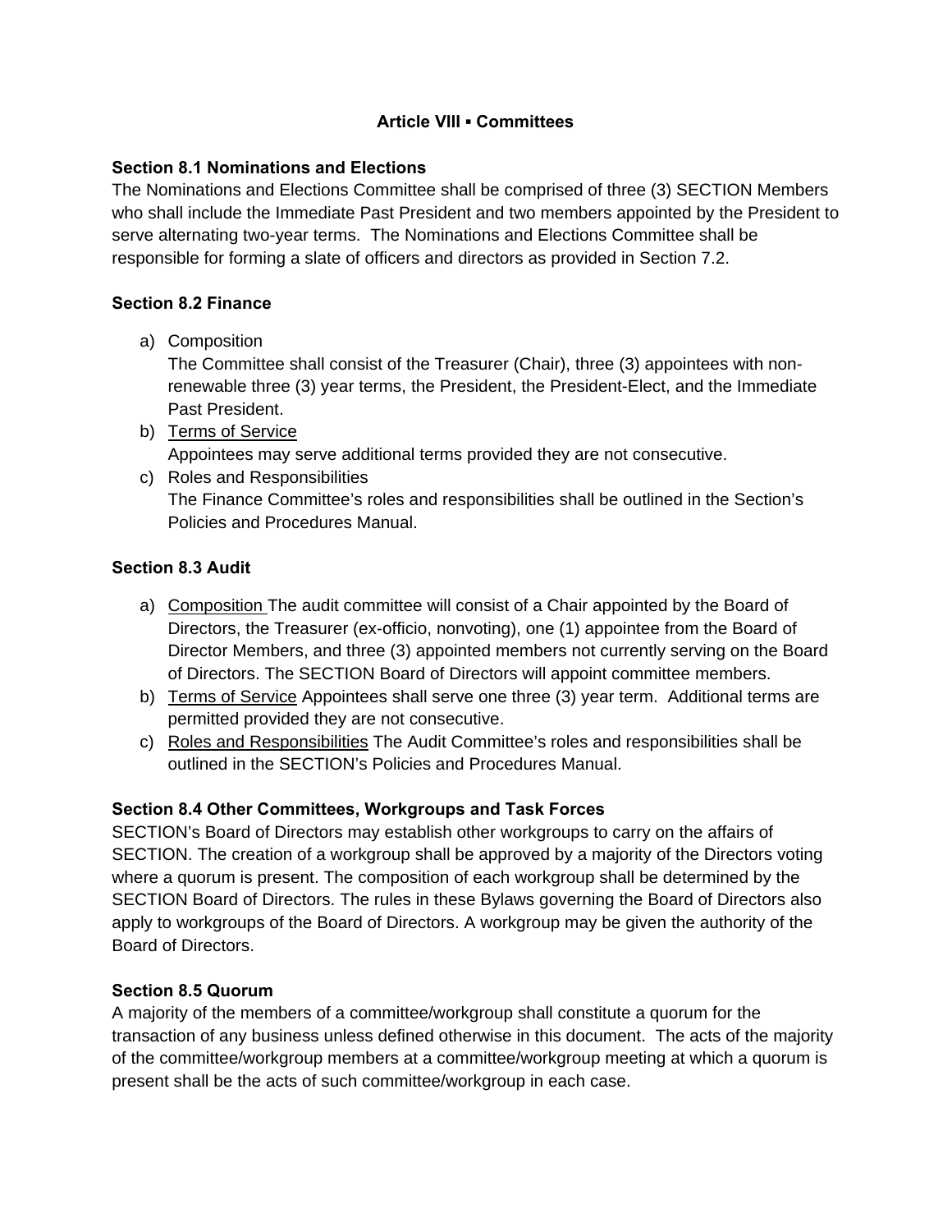## Article VIII ▪ Committees

### Section 8.1 Nominations and Elections

The Nominations and Elections Committee shall be comprised of three (3) SECTION Members who shall include the Immediate Past President and two members appointed by the President to serve alternating two-year terms. The Nominations and Elections Committee shall be responsible for forming a slate of officers and directors as provided in Section 7.2.

### Section 8.2 Finance

a) Composition
   The Committee shall consist of the Treasurer (Chair), three (3) appointees with non-renewable three (3) year terms, the President, the President-Elect, and the Immediate Past President.
b) <u>Terms of Service</u>
   Appointees may serve additional terms provided they are not consecutive.
c) Roles and Responsibilities
   The Finance Committee's roles and responsibilities shall be outlined in the Section's Policies and Procedures Manual.

### Section 8.3 Audit

a) <u>Composition</u> The audit committee will consist of a Chair appointed by the Board of Directors, the Treasurer (ex-officio, nonvoting), one (1) appointee from the Board of Director Members, and three (3) appointed members not currently serving on the Board of Directors. The SECTION Board of Directors will appoint committee members.
b) <u>Terms of Service</u> Appointees shall serve one three (3) year term. Additional terms are permitted provided they are not consecutive.
c) <u>Roles and Responsibilities</u> The Audit Committee's roles and responsibilities shall be outlined in the SECTION's Policies and Procedures Manual.

### Section 8.4 Other Committees, Workgroups and Task Forces

SECTION's Board of Directors may establish other workgroups to carry on the affairs of SECTION. The creation of a workgroup shall be approved by a majority of the Directors voting where a quorum is present. The composition of each workgroup shall be determined by the SECTION Board of Directors. The rules in these Bylaws governing the Board of Directors also apply to workgroups of the Board of Directors. A workgroup may be given the authority of the Board of Directors.

### Section 8.5 Quorum

A majority of the members of a committee/workgroup shall constitute a quorum for the transaction of any business unless defined otherwise in this document. The acts of the majority of the committee/workgroup members at a committee/workgroup meeting at which a quorum is present shall be the acts of such committee/workgroup in each case.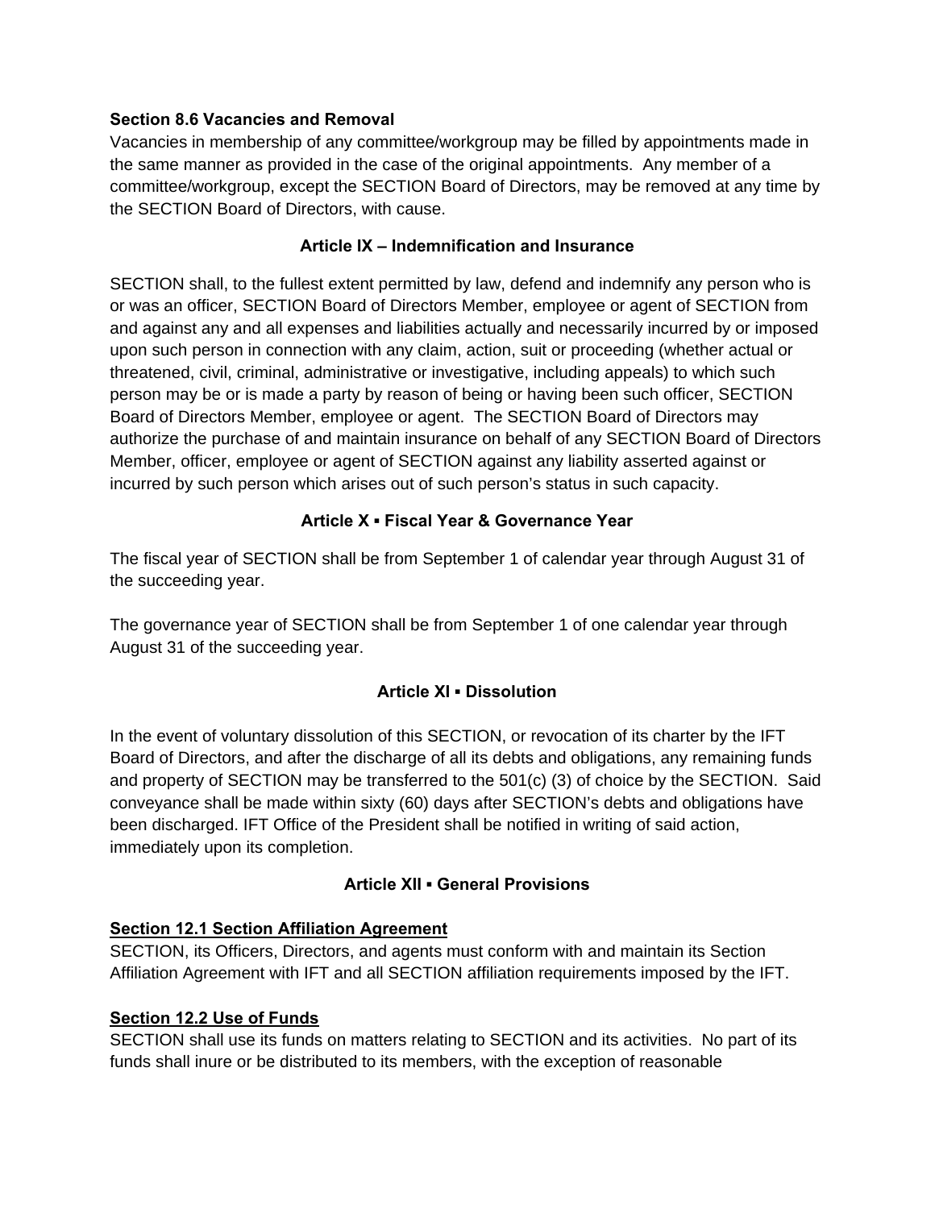**Section 8.6 Vacancies and Removal**

Vacancies in membership of any committee/workgroup may be filled by appointments made in the same manner as provided in the case of the original appointments. Any member of a committee/workgroup, except the SECTION Board of Directors, may be removed at any time by the SECTION Board of Directors, with cause.

## Article IX – Indemnification and Insurance

SECTION shall, to the fullest extent permitted by law, defend and indemnify any person who is or was an officer, SECTION Board of Directors Member, employee or agent of SECTION from and against any and all expenses and liabilities actually and necessarily incurred by or imposed upon such person in connection with any claim, action, suit or proceeding (whether actual or threatened, civil, criminal, administrative or investigative, including appeals) to which such person may be or is made a party by reason of being or having been such officer, SECTION Board of Directors Member, employee or agent. The SECTION Board of Directors may authorize the purchase of and maintain insurance on behalf of any SECTION Board of Directors Member, officer, employee or agent of SECTION against any liability asserted against or incurred by such person which arises out of such person's status in such capacity.

## Article X ▪ Fiscal Year & Governance Year

The fiscal year of SECTION shall be from September 1 of calendar year through August 31 of the succeeding year.

The governance year of SECTION shall be from September 1 of one calendar year through August 31 of the succeeding year.

## Article XI ▪ Dissolution

In the event of voluntary dissolution of this SECTION, or revocation of its charter by the IFT Board of Directors, and after the discharge of all its debts and obligations, any remaining funds and property of SECTION may be transferred to the 501(c) (3) of choice by the SECTION. Said conveyance shall be made within sixty (60) days after SECTION's debts and obligations have been discharged. IFT Office of the President shall be notified in writing of said action, immediately upon its completion.

## Article XII ▪ General Provisions

**Section 12.1 Section Affiliation Agreement**

SECTION, its Officers, Directors, and agents must conform with and maintain its Section Affiliation Agreement with IFT and all SECTION affiliation requirements imposed by the IFT.

**Section 12.2 Use of Funds**

SECTION shall use its funds on matters relating to SECTION and its activities. No part of its funds shall inure or be distributed to its members, with the exception of reasonable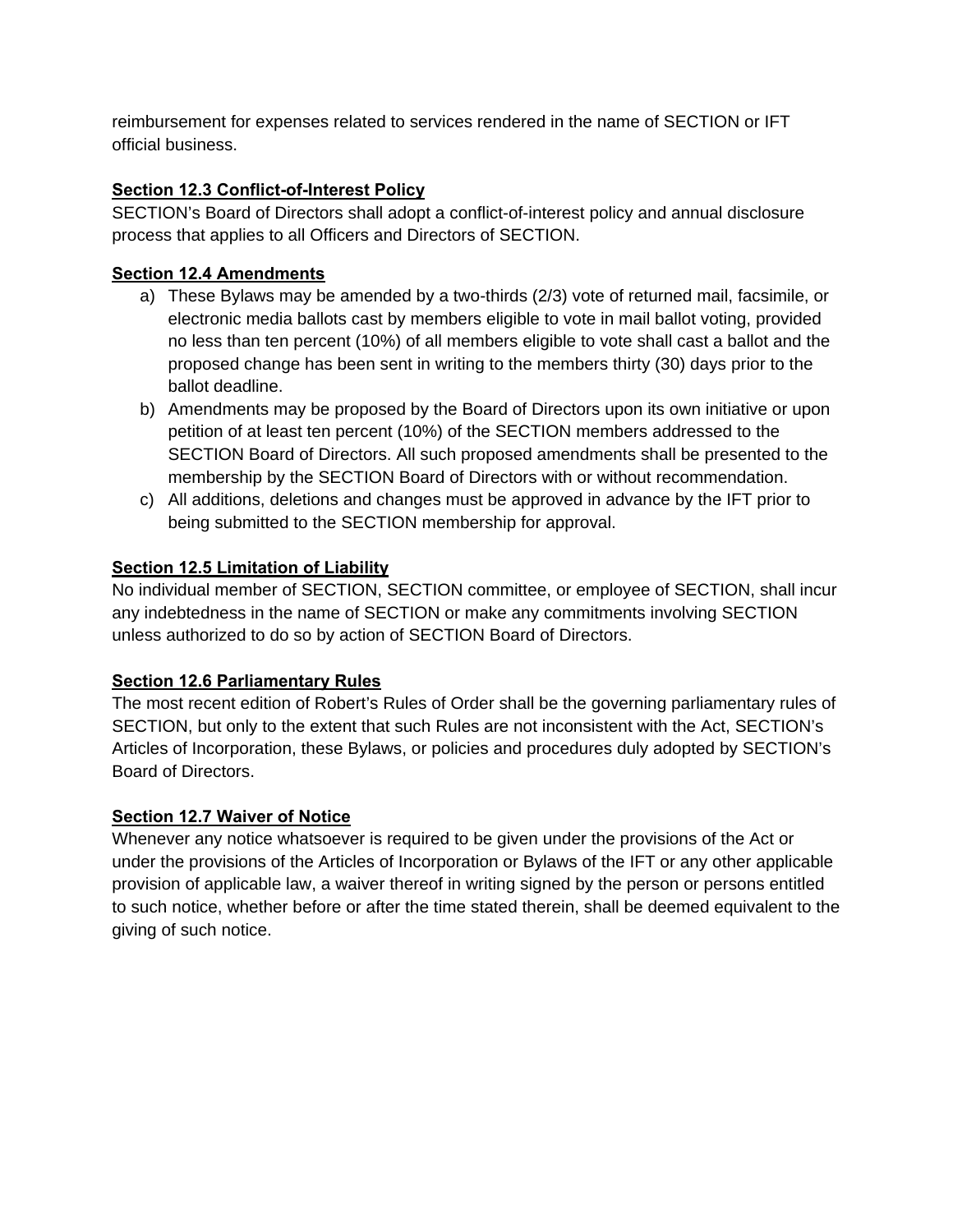reimbursement for expenses related to services rendered in the name of SECTION or IFT official business.

**Section 12.3 Conflict-of-Interest Policy**

SECTION's Board of Directors shall adopt a conflict-of-interest policy and annual disclosure process that applies to all Officers and Directors of SECTION.

**Section 12.4 Amendments**

a) These Bylaws may be amended by a two-thirds (2/3) vote of returned mail, facsimile, or electronic media ballots cast by members eligible to vote in mail ballot voting, provided no less than ten percent (10%) of all members eligible to vote shall cast a ballot and the proposed change has been sent in writing to the members thirty (30) days prior to the ballot deadline.

b) Amendments may be proposed by the Board of Directors upon its own initiative or upon petition of at least ten percent (10%) of the SECTION members addressed to the SECTION Board of Directors. All such proposed amendments shall be presented to the membership by the SECTION Board of Directors with or without recommendation.

c) All additions, deletions and changes must be approved in advance by the IFT prior to being submitted to the SECTION membership for approval.

**Section 12.5 Limitation of Liability**

No individual member of SECTION, SECTION committee, or employee of SECTION, shall incur any indebtedness in the name of SECTION or make any commitments involving SECTION unless authorized to do so by action of SECTION Board of Directors.

**Section 12.6 Parliamentary Rules**

The most recent edition of Robert's Rules of Order shall be the governing parliamentary rules of SECTION, but only to the extent that such Rules are not inconsistent with the Act, SECTION's Articles of Incorporation, these Bylaws, or policies and procedures duly adopted by SECTION's Board of Directors.

**Section 12.7 Waiver of Notice**

Whenever any notice whatsoever is required to be given under the provisions of the Act or under the provisions of the Articles of Incorporation or Bylaws of the IFT or any other applicable provision of applicable law, a waiver thereof in writing signed by the person or persons entitled to such notice, whether before or after the time stated therein, shall be deemed equivalent to the giving of such notice.